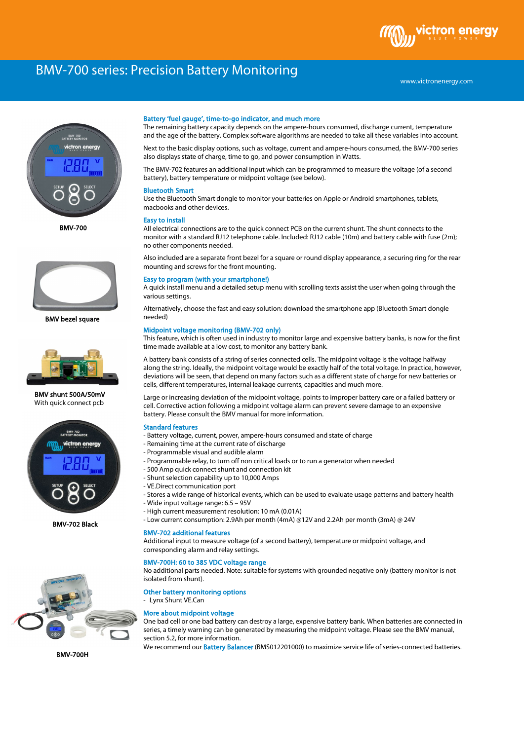# BMV-700 series: Precision Battery Monitoring

www.victronenergy.com

BMV-700

BMV bezel square

BMV shunt 500A/50mV
With quick connect pcb

BMV-702 Black

BMV-700H

## Battery 'fuel gauge', time-to-go indicator, and much more

The remaining battery capacity depends on the ampere-hours consumed, discharge current, temperature and the age of the battery. Complex software algorithms are needed to take all these variables into account.

Next to the basic display options, such as voltage, current and ampere-hours consumed, the BMV-700 series also displays state of charge, time to go, and power consumption in Watts.

The BMV-702 features an additional input which can be programmed to measure the voltage (of a second battery), battery temperature or midpoint voltage (see below).

## Bluetooth Smart

Use the Bluetooth Smart dongle to monitor your batteries on Apple or Android smartphones, tablets, macbooks and other devices.

## Easy to install

All electrical connections are to the quick connect PCB on the current shunt. The shunt connects to the monitor with a standard RJ12 telephone cable. Included: RJ12 cable (10m) and battery cable with fuse (2m); no other components needed.

Also included are a separate front bezel for a square or round display appearance, a securing ring for the rear mounting and screws for the front mounting.

## Easy to program (with your smartphone!)

A quick install menu and a detailed setup menu with scrolling texts assist the user when going through the various settings.

Alternatively, choose the fast and easy solution: download the smartphone app (Bluetooth Smart dongle needed)

## Midpoint voltage monitoring (BMV-702 only)

This feature, which is often used in industry to monitor large and expensive battery banks, is now for the first time made available at a low cost, to monitor any battery bank.

A battery bank consists of a string of series connected cells. The midpoint voltage is the voltage halfway along the string. Ideally, the midpoint voltage would be exactly half of the total voltage. In practice, however, deviations will be seen, that depend on many factors such as a different state of charge for new batteries or cells, different temperatures, internal leakage currents, capacities and much more.

Large or increasing deviation of the midpoint voltage, points to improper battery care or a failed battery or cell. Corrective action following a midpoint voltage alarm can prevent severe damage to an expensive battery. Please consult the BMV manual for more information.

## Standard features

- Battery voltage, current, power, ampere-hours consumed and state of charge
- Remaining time at the current rate of discharge
- Programmable visual and audible alarm
- Programmable relay, to turn off non critical loads or to run a generator when needed
- 500 Amp quick connect shunt and connection kit
- Shunt selection capability up to 10,000 Amps
- VE.Direct communication port
- Stores a wide range of historical events, which can be used to evaluate usage patterns and battery health
- Wide input voltage range: 6.5 – 95V
- High current measurement resolution: 10 mA (0.01A)
- Low current consumption: 2.9Ah per month (4mA) @12V and 2.2Ah per month (3mA) @ 24V

## BMV-702 additional features

Additional input to measure voltage (of a second battery), temperature or midpoint voltage, and corresponding alarm and relay settings.

## BMV-700H: 60 to 385 VDC voltage range

No additional parts needed. Note: suitable for systems with grounded negative only (battery monitor is not isolated from shunt).

## Other battery monitoring options

- Lynx Shunt VE.Can

## More about midpoint voltage

One bad cell or one bad battery can destroy a large, expensive battery bank. When batteries are connected in series, a timely warning can be generated by measuring the midpoint voltage. Please see the BMV manual, section 5.2, for more information.

We recommend our Battery Balancer (BMS012201000) to maximize service life of series-connected batteries.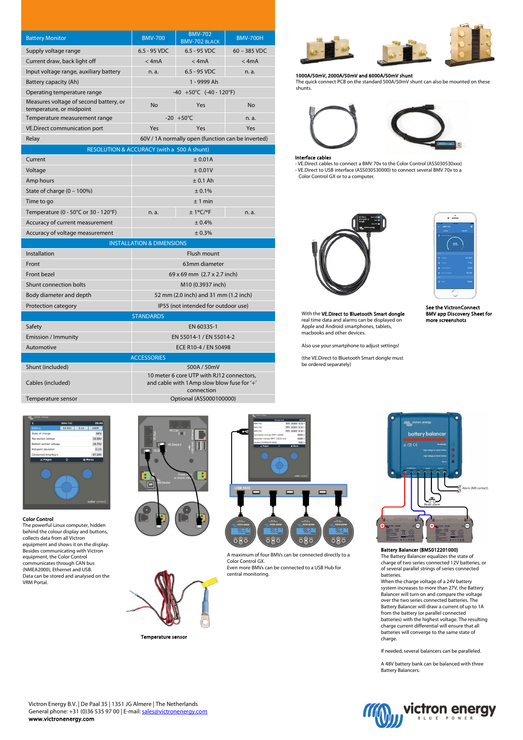| Battery Monitor | BMV-700 | BMV-702 BMV-702 BLACK | BMV-700H |
|---|---|---|---|
| Supply voltage range | 6.5 - 95 VDC | 6.5 - 95 VDC | 60 – 385 VDC |
| Current draw, back light off | < 4mA | < 4mA | < 4mA |
| Input voltage range, auxiliary battery | n. a. | 6.5 - 95 VDC | n. a. |
| Battery capacity (Ah) | 1 - 9999 Ah | | |
| Operating temperature range | -40 +50°C (-40 - 120°F) | | |
| Measures voltage of second battery, or temperature, or midpoint | No | Yes | No |
| Temperature measurement range | | -20 +50°C | n. a. |
| VE.Direct communication port | Yes | Yes | Yes |
| Relay | 60V / 1A normally open (function can be inverted) | | |
| **RESOLUTION & ACCURACY (with a 500 A shunt)** | | | |
| Current | ± 0.01A | | |
| Voltage | ± 0.01V | | |
| Amp hours | ± 0.1 Ah | | |
| State of charge (0 – 100%) | ± 0.1% | | |
| Time to go | ± 1 min | | |
| Temperature (0 - 50°C or 30 - 120°F) | n. a. | ± 1°C/°F | n. a. |
| Accuracy of current measurement | ± 0.4% | | |
| Accuracy of voltage measurement | ± 0.3% | | |
| **INSTALLATION & DIMENSIONS** | | | |
| Installation | Flush mount | | |
| Front | 63mm diameter | | |
| Front bezel | 69 x 69 mm (2.7 x 2.7 inch) | | |
| Shunt connection bolts | M10 (0.3937 inch) | | |
| Body diameter and depth | 52 mm (2.0 inch) and 31 mm (1.2 inch) | | |
| Protection category | IP55 (not intended for outdoor use) | | |
| **STANDARDS** | | | |
| Safety | EN 60335-1 | | |
| Emission / Immunity | EN 55014-1 / EN 55014-2 | | |
| Automotive | ECE R10-4 / EN 50498 | | |
| **ACCESSORIES** | | | |
| Shunt (included) | 500A / 50mV | | |
| Cables (included) | 10 meter 6 core UTP with RJ12 connectors, and cable with 1 Amp slow blow fuse for '+' connection | | |
| Temperature sensor | Optional (ASS000100000) | | |

**1000A/50mV, 2000A/50mV and 6000A/50mV shunt**
The quick connect PCB on the standard 500A/50mV shunt can also be mounted on these shunts.

**Interface cables**
- VE.Direct cables to connect a BMV 70x to the Color Control (ASS030530xxx)
- VE.Direct to USB interface (ASS030530000) to connect several BMV 70x to a Color Control GX or to a computer.

With the **VE.Direct to Bluetooth Smart dongle** real time data and alarms can be displayed on Apple and Android smartphones, tablets, macbooks and other devices.

Also use your smartphone to adjust settings!

(the VE.Direct to Bluetooth Smart dongle must be ordered separately)

**See the VictronConnect BMV app Discovery Sheet for more screenshots**

**Color Control**
The powerful Linux computer, hidden behind the colour display and buttons, collects data from all Victron equipment and shows it on the display. Besides communicating with Victron equipment, the Color Control communicates through CAN bus (NMEA2000), Ethernet and USB.
Data can be stored and analysed on the VRM Portal.

**Temperature sensor**

A maximum of four BMVs can be connected directly to a Color Control GX.
Even more BMVs can be connected to a USB Hub for central monitoring.

**Battery Balancer (BMS012201000)**
The Battery Balancer equalizes the state of charge of two series connected 12V batteries, or of several parallel strings of series connected batteries.
When the charge voltage of a 24V battery system increases to more than 27V, the Battery Balancer will turn on and compare the voltage over the two series connected batteries. The Battery Balancer will draw a current of up to 1A from the battery (or parallel connected batteries) with the highest voltage. The resulting charge current differential will ensure that all batteries will converge to the same state of charge.

If needed, several balancers can be paralleled.

A 48V battery bank can be balanced with three Battery Balancers.

Victron Energy B.V. | De Paal 35 | 1351 JG Almere | The Netherlands
General phone: +31 (0)36 535 97 00 | E-mail: sales@victronenergy.com
**www.victronenergy.com**